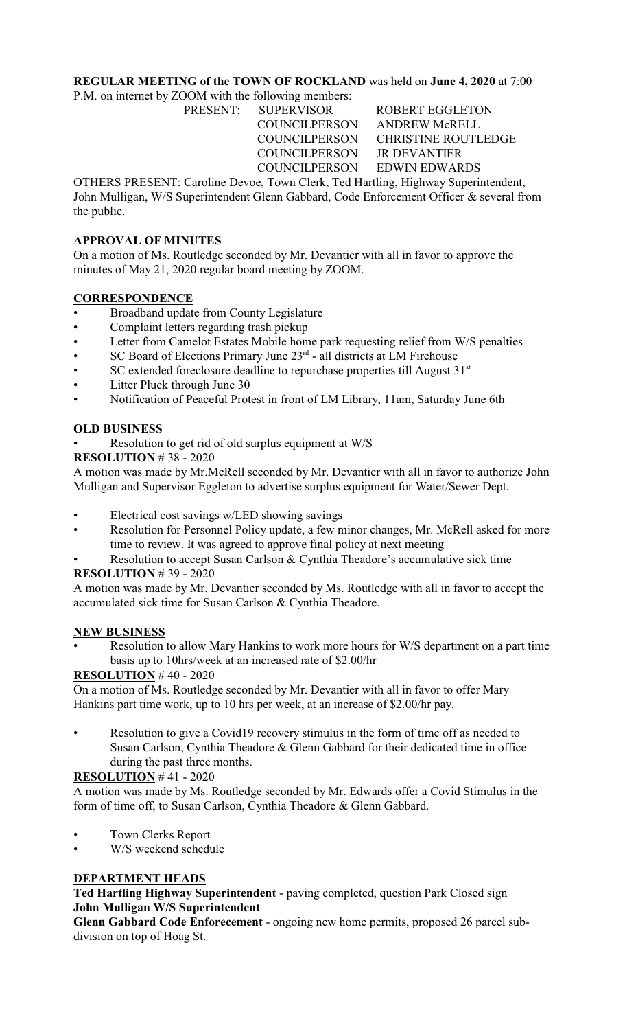**REGULAR MEETING of the TOWN OF ROCKLAND** was held on **June 4, 2020** at 7:00 P.M. on internet by ZOOM with the following members:

| PRESENT: | SUPERVISOR | ROBERT EGGLETON |
|---|---|---|
| | COUNCILPERSON | ANDREW McRELL |
| | COUNCILPERSON | CHRISTINE ROUTLEDGE |
| | COUNCILPERSON | JR DEVANTIER |
| | COUNCILPERSON | EDWIN EDWARDS |

OTHERS PRESENT: Caroline Devoe, Town Clerk, Ted Hartling, Highway Superintendent, John Mulligan, W/S Superintendent Glenn Gabbard, Code Enforcement Officer & several from the public.

## APPROVAL OF MINUTES

On a motion of Ms. Routledge seconded by Mr. Devantier with all in favor to approve the minutes of May 21, 2020 regular board meeting by ZOOM.

## CORRESPONDENCE

- Broadband update from County Legislature
- Complaint letters regarding trash pickup
- Letter from Camelot Estates Mobile home park requesting relief from W/S penalties
- SC Board of Elections Primary June 23rd - all districts at LM Firehouse
- SC extended foreclosure deadline to repurchase properties till August 31st
- Litter Pluck through June 30
- Notification of Peaceful Protest in front of LM Library, 11am, Saturday June 6th

## OLD BUSINESS

- Resolution to get rid of old surplus equipment at W/S

**RESOLUTION** # 38 - 2020

A motion was made by Mr.McRell seconded by Mr. Devantier with all in favor to authorize John Mulligan and Supervisor Eggleton to advertise surplus equipment for Water/Sewer Dept.

- Electrical cost savings w/LED showing savings
- Resolution for Personnel Policy update, a few minor changes, Mr. McRell asked for more time to review. It was agreed to approve final policy at next meeting
- Resolution to accept Susan Carlson & Cynthia Theadore's accumulative sick time

**RESOLUTION** # 39 - 2020

A motion was made by Mr. Devantier seconded by Ms. Routledge with all in favor to accept the accumulated sick time for Susan Carlson & Cynthia Theadore.

## NEW BUSINESS

- Resolution to allow Mary Hankins to work more hours for W/S department on a part time basis up to 10hrs/week at an increased rate of $2.00/hr

**RESOLUTION** # 40 - 2020

On a motion of Ms. Routledge seconded by Mr. Devantier with all in favor to offer Mary Hankins part time work, up to 10 hrs per week, at an increase of $2.00/hr pay.

- Resolution to give a Covid19 recovery stimulus in the form of time off as needed to Susan Carlson, Cynthia Theadore & Glenn Gabbard for their dedicated time in office during the past three months.

**RESOLUTION** # 41 - 2020

A motion was made by Ms. Routledge seconded by Mr. Edwards offer a Covid Stimulus in the form of time off, to Susan Carlson, Cynthia Theadore & Glenn Gabbard.

- Town Clerks Report
- W/S weekend schedule

## DEPARTMENT HEADS

**Ted Hartling Highway Superintendent** - paving completed, question Park Closed sign

**John Mulligan W/S Superintendent**

**Glenn Gabbard Code Enforecement** - ongoing new home permits, proposed 26 parcel sub-division on top of Hoag St.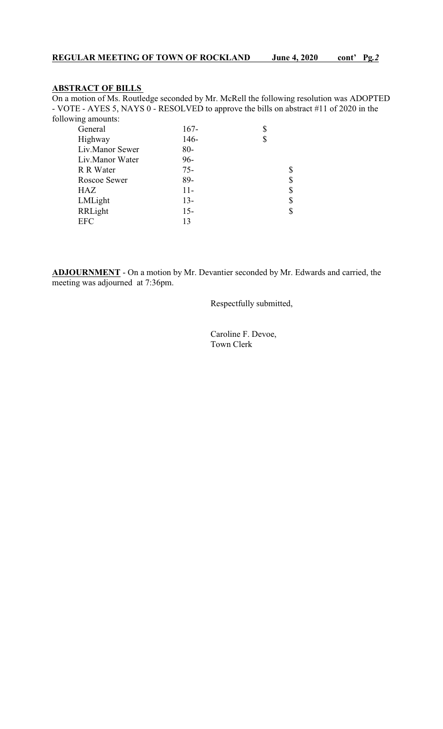## ABSTRACT OF BILLS

On a motion of Ms. Routledge seconded by Mr. McRell the following resolution was ADOPTED - VOTE - AYES 5, NAYS 0 - RESOLVED to approve the bills on abstract #11 of 2020 in the following amounts:

| | | | |
|---|---|---|---|
| General | 167- | $ | |
| Highway | 146- | $ | |
| Liv.Manor Sewer | 80- | | |
| Liv.Manor Water | 96- | | |
| R R Water | 75- | | $ |
| Roscoe Sewer | 89- | | $ |
| HAZ | 11- | | $ |
| LMLight | 13- | | $ |
| RRLight | 15- | | $ |
| EFC | 13 | | |

**ADJOURNMENT** - On a motion by Mr. Devantier seconded by Mr. Edwards and carried, the meeting was adjourned at 7:36pm.

Respectfully submitted,

Caroline F. Devoe,
Town Clerk